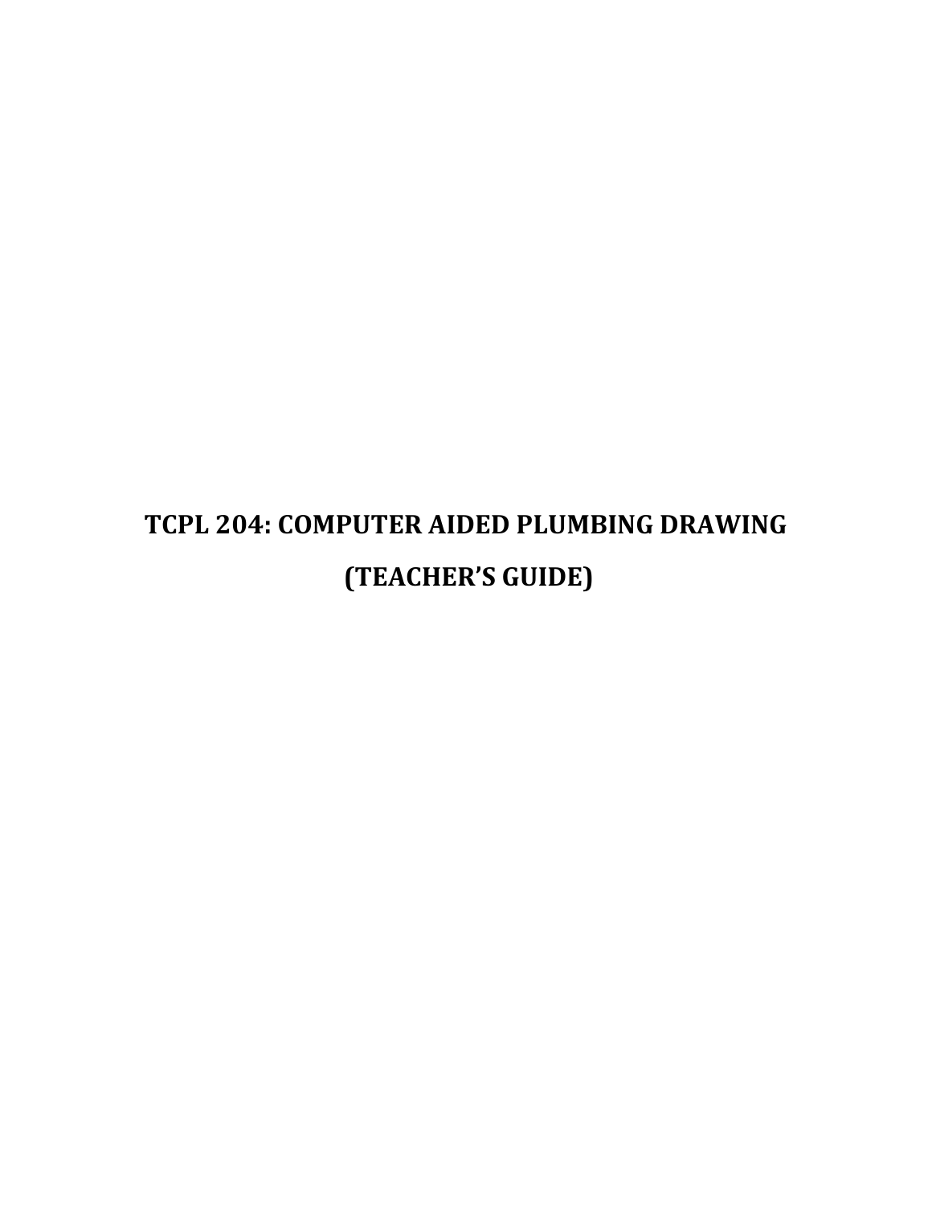# TCPL 204: COMPUTER AIDED PLUMBING DRAWING

# (TEACHER'S GUIDE)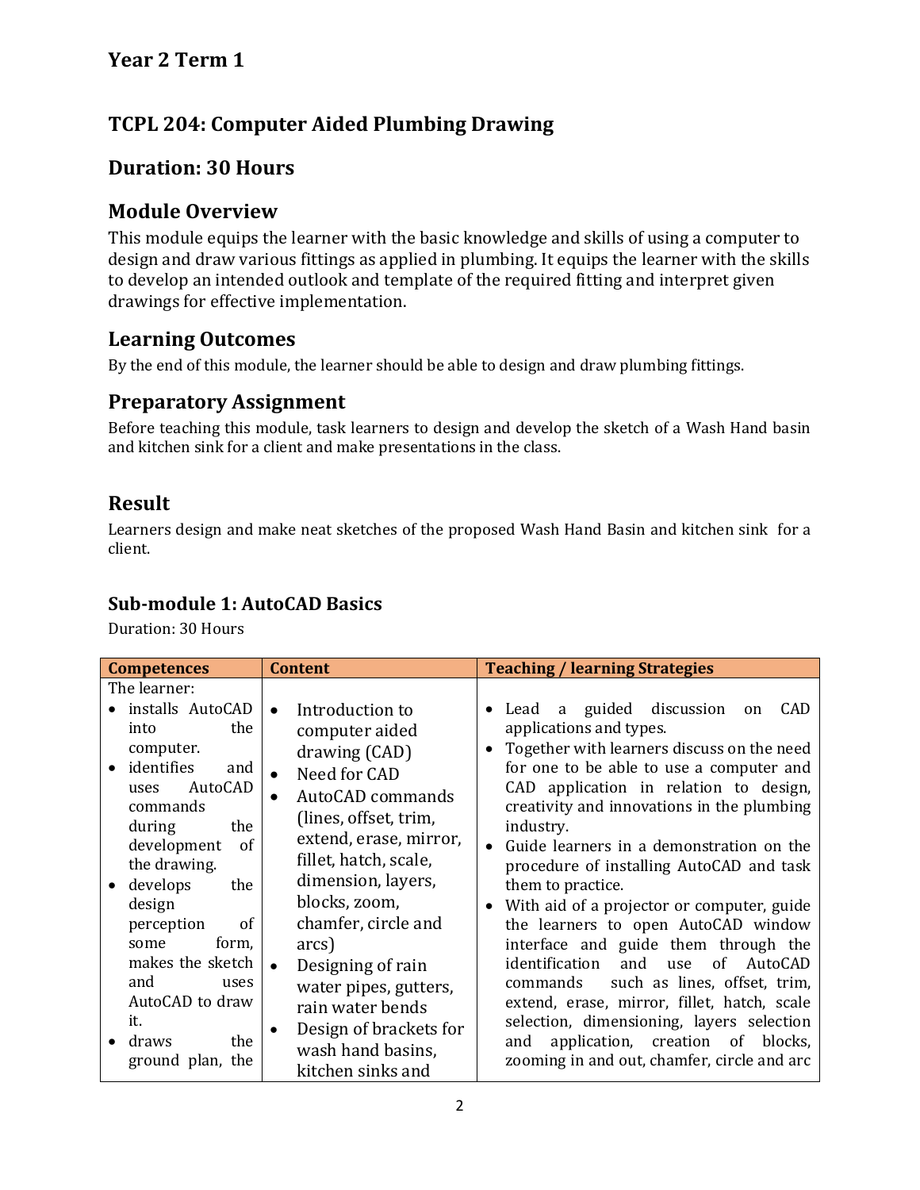## Year 2 Term 1

## TCPL 204: Computer Aided Plumbing Drawing

## Duration: 30 Hours

## Module Overview

This module equips the learner with the basic knowledge and skills of using a computer to design and draw various fittings as applied in plumbing. It equips the learner with the skills to develop an intended outlook and template of the required fitting and interpret given drawings for effective implementation.

## Learning Outcomes

By the end of this module, the learner should be able to design and draw plumbing fittings.

## Preparatory Assignment

Before teaching this module, task learners to design and develop the sketch of a Wash Hand basin and kitchen sink for a client and make presentations in the class.

## Result

Learners design and make neat sketches of the proposed Wash Hand Basin and kitchen sink for a client.

### Sub-module 1: AutoCAD Basics

Duration: 30 Hours

| Competences | Content | Teaching / learning Strategies |
|---|---|---|
| The learner:<br>• installs AutoCAD into the computer.<br>• identifies and uses AutoCAD commands during the development of the drawing.<br>• develops the design perception of some form, makes the sketch and uses AutoCAD to draw it.<br>• draws the ground plan, the | • Introduction to computer aided drawing (CAD)<br>• Need for CAD<br>• AutoCAD commands (lines, offset, trim, extend, erase, mirror, fillet, hatch, scale, dimension, layers, blocks, zoom, chamfer, circle and arcs)<br>• Designing of rain water pipes, gutters, rain water bends<br>• Design of brackets for wash hand basins, kitchen sinks and | • Lead a guided discussion on CAD applications and types.<br>• Together with learners discuss on the need for one to be able to use a computer and CAD application in relation to design, creativity and innovations in the plumbing industry.<br>• Guide learners in a demonstration on the procedure of installing AutoCAD and task them to practice.<br>• With aid of a projector or computer, guide the learners to open AutoCAD window interface and guide them through the identification and use of AutoCAD commands such as lines, offset, trim, extend, erase, mirror, fillet, hatch, scale selection, dimensioning, layers selection and application, creation of blocks, zooming in and out, chamfer, circle and arc |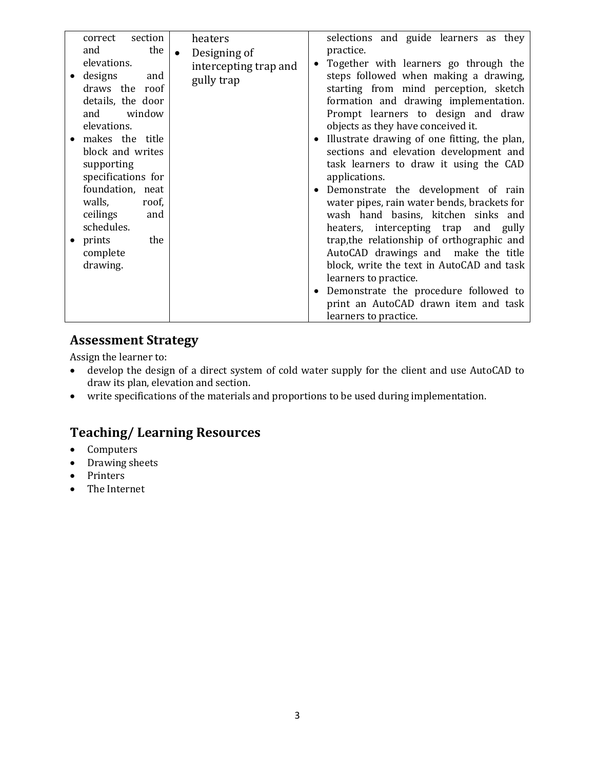| | | |
|---|---|---|
| correct section and the elevations.<br>• designs and draws the roof details, the door and window elevations.<br>• makes the title block and writes supporting specifications for foundation, neat walls, roof, ceilings and schedules.<br>• prints the complete drawing. | heaters<br>• Designing of intercepting trap and gully trap | selections and guide learners as they practice.<br>• Together with learners go through the steps followed when making a drawing, starting from mind perception, sketch formation and drawing implementation. Prompt learners to design and draw objects as they have conceived it.<br>• Illustrate drawing of one fitting, the plan, sections and elevation development and task learners to draw it using the CAD applications.<br>• Demonstrate the development of rain water pipes, rain water bends, brackets for wash hand basins, kitchen sinks and heaters, intercepting trap and gully trap,the relationship of orthographic and AutoCAD drawings and make the title block, write the text in AutoCAD and task learners to practice.<br>• Demonstrate the procedure followed to print an AutoCAD drawn item and task learners to practice. |

## Assessment Strategy

Assign the learner to:

- develop the design of a direct system of cold water supply for the client and use AutoCAD to draw its plan, elevation and section.
- write specifications of the materials and proportions to be used during implementation.

## Teaching/ Learning Resources

- Computers
- Drawing sheets
- Printers
- The Internet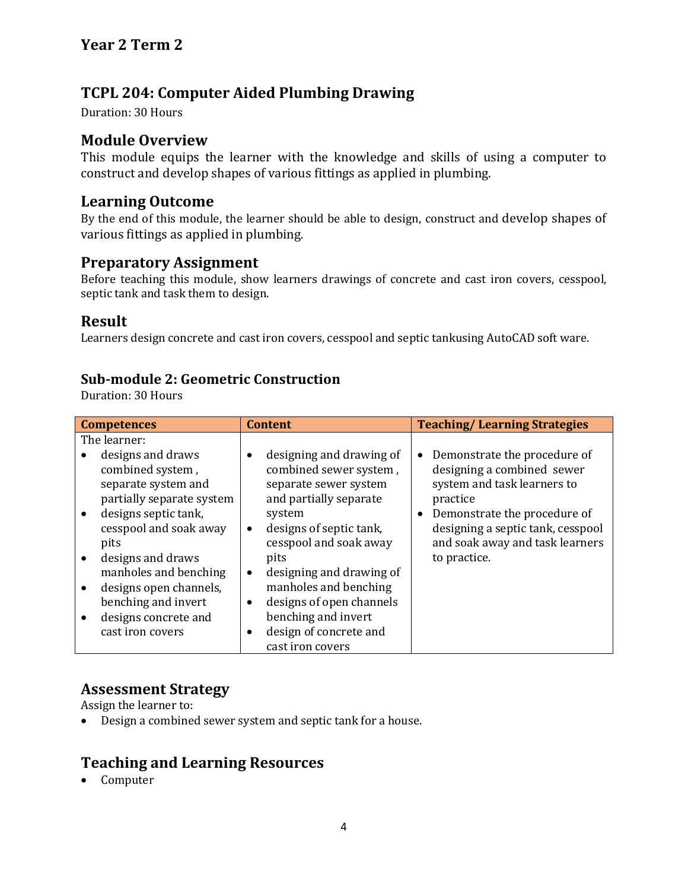## Year 2 Term 2

## TCPL 204: Computer Aided Plumbing Drawing

Duration: 30 Hours

### Module Overview

This module equips the learner with the knowledge and skills of using a computer to construct and develop shapes of various fittings as applied in plumbing.

### Learning Outcome

By the end of this module, the learner should be able to design, construct and develop shapes of various fittings as applied in plumbing.

### Preparatory Assignment

Before teaching this module, show learners drawings of concrete and cast iron covers, cesspool, septic tank and task them to design.

### Result

Learners design concrete and cast iron covers, cesspool and septic tankusing AutoCAD soft ware.

#### Sub-module 2: Geometric Construction

Duration: 30 Hours

| Competences | Content | Teaching/ Learning Strategies |
|---|---|---|
| The learner:<br>• designs and draws combined system , separate system and partially separate system<br>• designs septic tank, cesspool and soak away pits<br>• designs and draws manholes and benching<br>• designs open channels, benching and invert<br>• designs concrete and cast iron covers | • designing and drawing of combined sewer system , separate sewer system and partially separate system<br>• designs of septic tank, cesspool and soak away pits<br>• designing and drawing of manholes and benching<br>• designs of open channels benching and invert<br>• design of concrete and cast iron covers | • Demonstrate the procedure of designing a combined sewer system and task learners to practice<br>• Demonstrate the procedure of designing a septic tank, cesspool and soak away and task learners to practice. |

### Assessment Strategy

Assign the learner to:

- Design a combined sewer system and septic tank for a house.

### Teaching and Learning Resources

- Computer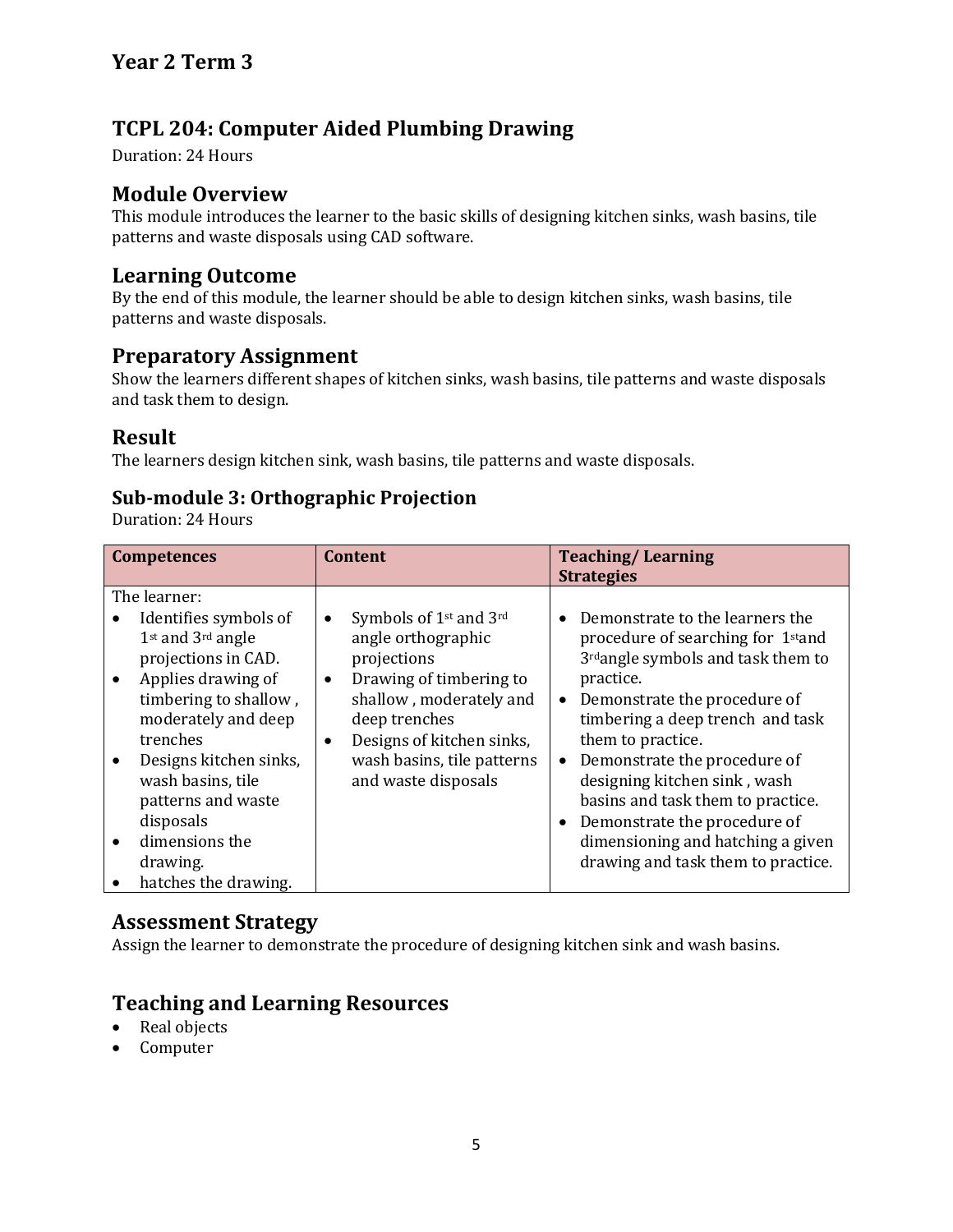## Year 2 Term 3

## TCPL 204: Computer Aided Plumbing Drawing

Duration: 24 Hours

### Module Overview

This module introduces the learner to the basic skills of designing kitchen sinks, wash basins, tile patterns and waste disposals using CAD software.

### Learning Outcome

By the end of this module, the learner should be able to design kitchen sinks, wash basins, tile patterns and waste disposals.

### Preparatory Assignment

Show the learners different shapes of kitchen sinks, wash basins, tile patterns and waste disposals and task them to design.

### Result

The learners design kitchen sink, wash basins, tile patterns and waste disposals.

#### Sub-module 3: Orthographic Projection

Duration: 24 Hours

| Competences | Content | Teaching/ Learning Strategies |
|---|---|---|
| The learner:<br>• Identifies symbols of 1st and 3rd angle projections in CAD.<br>• Applies drawing of timbering to shallow , moderately and deep trenches<br>• Designs kitchen sinks, wash basins, tile patterns and waste disposals<br>• dimensions the drawing.<br>• hatches the drawing. | • Symbols of 1st and 3rd angle orthographic projections<br>• Drawing of timbering to shallow , moderately and deep trenches<br>• Designs of kitchen sinks, wash basins, tile patterns and waste disposals | • Demonstrate to the learners the procedure of searching for 1stand 3rdangle symbols and task them to practice.<br>• Demonstrate the procedure of timbering a deep trench and task them to practice.<br>• Demonstrate the procedure of designing kitchen sink , wash basins and task them to practice.<br>• Demonstrate the procedure of dimensioning and hatching a given drawing and task them to practice. |

### Assessment Strategy

Assign the learner to demonstrate the procedure of designing kitchen sink and wash basins.

### Teaching and Learning Resources

- Real objects
- Computer